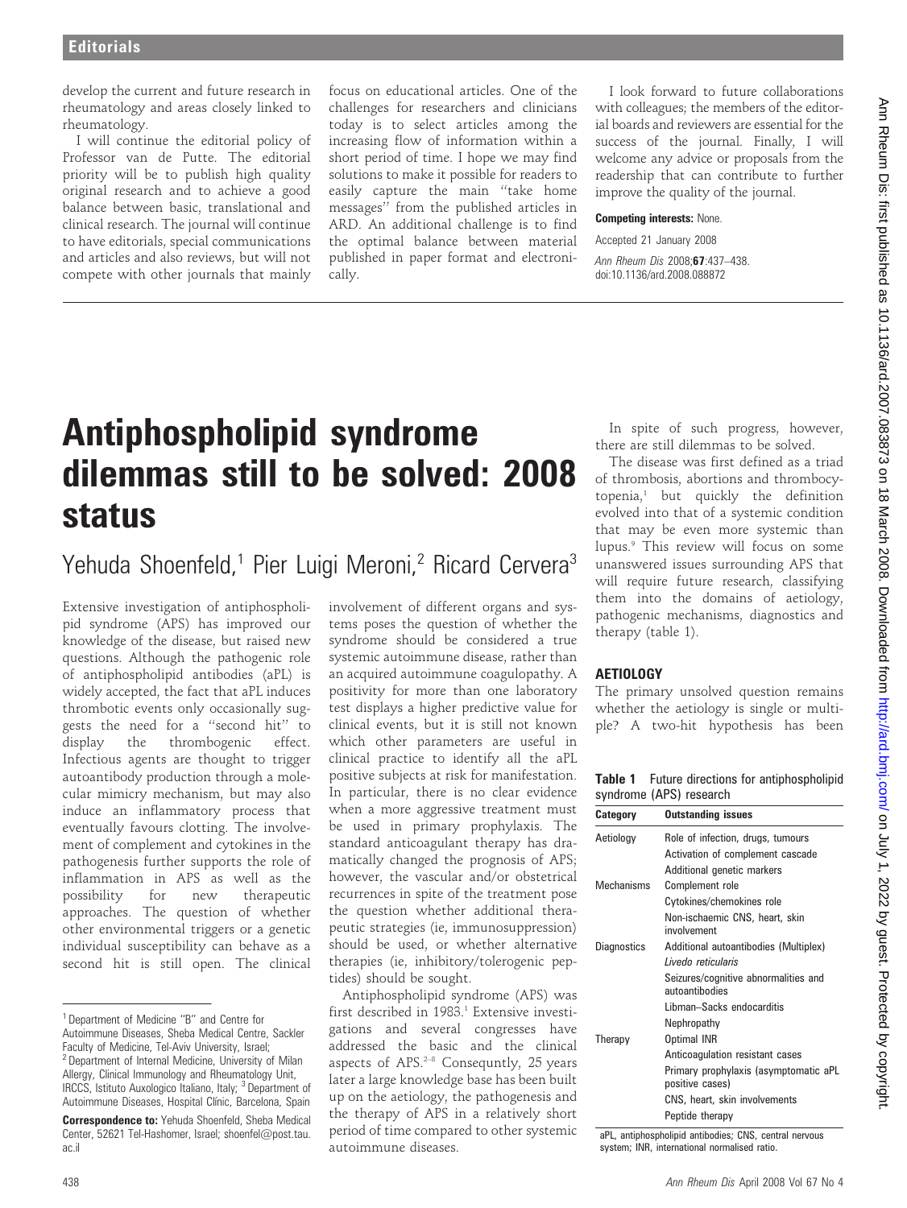develop the current and future research in rheumatology and areas closely linked to rheumatology.

I will continue the editorial policy of Professor van de Putte. The editorial priority will be to publish high quality original research and to achieve a good balance between basic, translational and clinical research. The journal will continue to have editorials, special communications and articles and also reviews, but will not compete with other journals that mainly focus on educational articles. One of the challenges for researchers and clinicians today is to select articles among the increasing flow of information within a short period of time. I hope we may find solutions to make it possible for readers to easily capture the main "take home messages" from the published articles in ARD. An additional challenge is to find the optimal balance between material published in paper format and electronically.

I look forward to future collaborations with colleagues; the members of the editorial boards and reviewers are essential for the success of the journal. Finally, I will welcome any advice or proposals from the readership that can contribute to further improve the quality of the journal.

**Competing interests:** None.

Accepted 21 January 2008

*Ann Rheum Dis* 2008;**67**:437–438. doi:10.1136/ard.2008.088872

# Antiphospholipid syndrome dilemmas still to be solved: 2008 status

Yehuda Shoenfeld,[1] Pier Luigi Meroni,[2] Ricard Cervera[3]

Extensive investigation of antiphospholipid syndrome (APS) has improved our knowledge of the disease, but raised new questions. Although the pathogenic role of antiphospholipid antibodies (aPL) is widely accepted, the fact that aPL induces thrombotic events only occasionally suggests the need for a "second hit" to display the thrombogenic effect. Infectious agents are thought to trigger autoantibody production through a molecular mimicry mechanism, but may also induce an inflammatory process that eventually favours clotting. The involvement of complement and cytokines in the pathogenesis further supports the role of inflammation in APS as well as the possibility for new therapeutic approaches. The question of whether other environmental triggers or a genetic individual susceptibility can behave as a second hit is still open. The clinical involvement of different organs and systems poses the question of whether the syndrome should be considered a true systemic autoimmune disease, rather than an acquired autoimmune coagulopathy. A positivity for more than one laboratory test displays a higher predictive value for clinical events, but it is still not known which other parameters are useful in clinical practice to identify all the aPL positive subjects at risk for manifestation. In particular, there is no clear evidence when a more aggressive treatment must be used in primary prophylaxis. The standard anticoagulant therapy has dramatically changed the prognosis of APS; however, the vascular and/or obstetrical recurrences in spite of the treatment pose the question whether additional therapeutic strategies (ie, immunosuppression) should be used, or whether alternative therapies (ie, inhibitory/tolerogenic peptides) should be sought.

Antiphospholipid syndrome (APS) was first described in 1983.[1] Extensive investigations and several congresses have addressed the basic and the clinical aspects of APS.[2–8] Consequntly, 25 years later a large knowledge base has been built up on the aetiology, the pathogenesis and the therapy of APS in a relatively short period of time compared to other systemic autoimmune diseases.

In spite of such progress, however, there are still dilemmas to be solved.

The disease was first defined as a triad of thrombosis, abortions and thrombocytopenia,[1] but quickly the definition evolved into that of a systemic condition that may be even more systemic than lupus.[9] This review will focus on some unanswered issues surrounding APS that will require future research, classifying them into the domains of aetiology, pathogenic mechanisms, diagnostics and therapy (table 1).

## AETIOLOGY

The primary unsolved question remains whether the aetiology is single or multiple? A two-hit hypothesis has been

**Table 1** Future directions for antiphospholipid syndrome (APS) research

| Category | Outstanding issues |
|---|---|
| Aetiology | Role of infection, drugs, tumours |
| | Activation of complement cascade |
| | Additional genetic markers |
| Mechanisms | Complement role |
| | Cytokines/chemokines role |
| | Non-ischaemic CNS, heart, skin involvement |
| Diagnostics | Additional autoantibodies (Multiplex) |
| | *Livedo reticularis* |
| | Seizures/cognitive abnormalities and autoantibodies |
| | Libman–Sacks endocarditis |
| | Nephropathy |
| Therapy | Optimal INR |
| | Anticoagulation resistant cases |
| | Primary prophylaxis (asymptomatic aPL positive cases) |
| | CNS, heart, skin involvements |
| | Peptide therapy |

aPL, antiphospholipid antibodies; CNS, central nervous system; INR, international normalised ratio.

[1] Department of Medicine "B" and Centre for Autoimmune Diseases, Sheba Medical Centre, Sackler Faculty of Medicine, Tel-Aviv University, Israel; [2] Department of Internal Medicine, University of Milan Allergy, Clinical Immunology and Rheumatology Unit, IRCCS, Istituto Auxologico Italiano, Italy; [3] Department of Autoimmune Diseases, Hospital Clínic, Barcelona, Spain

**Correspondence to:** Yehuda Shoenfeld, Sheba Medical Center, 52621 Tel-Hashomer, Israel; shoenfel@post.tau.ac.il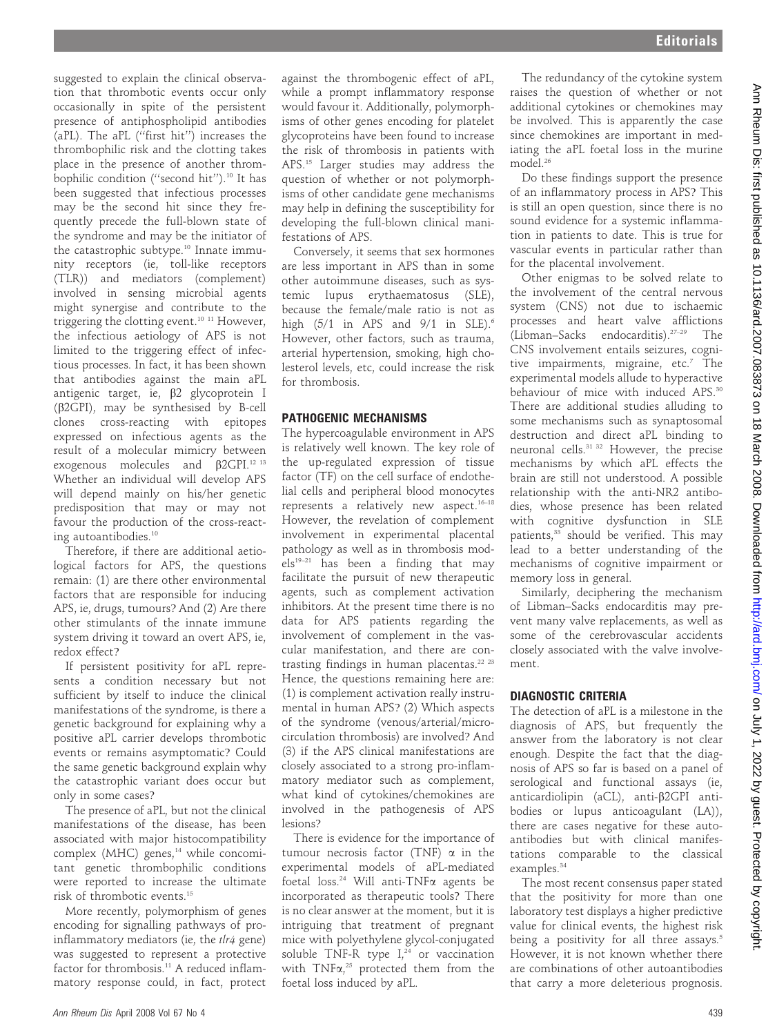suggested to explain the clinical observation that thrombotic events occur only occasionally in spite of the persistent presence of antiphospholipid antibodies (aPL). The aPL ("first hit") increases the thrombophilic risk and the clotting takes place in the presence of another thrombophilic condition ("second hit").[10] It has been suggested that infectious processes may be the second hit since they frequently precede the full-blown state of the syndrome and may be the initiator of the catastrophic subtype.[10] Innate immunity receptors (ie, toll-like receptors (TLR)) and mediators (complement) involved in sensing microbial agents might synergise and contribute to the triggering the clotting event.[10 11] However, the infectious aetiology of APS is not limited to the triggering effect of infectious processes. In fact, it has been shown that antibodies against the main aPL antigenic target, ie, β2 glycoprotein I (β2GPI), may be synthesised by B-cell clones cross-reacting with epitopes expressed on infectious agents as the result of a molecular mimicry between exogenous molecules and β2GPI.[12 13] Whether an individual will develop APS will depend mainly on his/her genetic predisposition that may or may not favour the production of the cross-reacting autoantibodies.[10]

Therefore, if there are additional aetiological factors for APS, the questions remain: (1) are there other environmental factors that are responsible for inducing APS, ie, drugs, tumours? And (2) Are there other stimulants of the innate immune system driving it toward an overt APS, ie, redox effect?

If persistent positivity for aPL represents a condition necessary but not sufficient by itself to induce the clinical manifestations of the syndrome, is there a genetic background for explaining why a positive aPL carrier develops thrombotic events or remains asymptomatic? Could the same genetic background explain why the catastrophic variant does occur but only in some cases?

The presence of aPL, but not the clinical manifestations of the disease, has been associated with major histocompatibility complex (MHC) genes,[14] while concomitant genetic thrombophilic conditions were reported to increase the ultimate risk of thrombotic events.[15]

More recently, polymorphism of genes encoding for signalling pathways of pro-inflammatory mediators (ie, the *tlr4* gene) was suggested to represent a protective factor for thrombosis.[11] A reduced inflammatory response could, in fact, protect against the thrombogenic effect of aPL, while a prompt inflammatory response would favour it. Additionally, polymorphisms of other genes encoding for platelet glycoproteins have been found to increase the risk of thrombosis in patients with APS.[15] Larger studies may address the question of whether or not polymorphisms of other candidate gene mechanisms may help in defining the susceptibility for developing the full-blown clinical manifestations of APS.

Conversely, it seems that sex hormones are less important in APS than in some other autoimmune diseases, such as systemic lupus erythaematosus (SLE), because the female/male ratio is not as high (5/1 in APS and 9/1 in SLE).[6] However, other factors, such as trauma, arterial hypertension, smoking, high cholesterol levels, etc, could increase the risk for thrombosis.

## PATHOGENIC MECHANISMS

The hypercoagulable environment in APS is relatively well known. The key role of the up-regulated expression of tissue factor (TF) on the cell surface of endothelial cells and peripheral blood monocytes represents a relatively new aspect.[16–18] However, the revelation of complement involvement in experimental placental pathology as well as in thrombosis models[19–21] has been a finding that may facilitate the pursuit of new therapeutic agents, such as complement activation inhibitors. At the present time there is no data for APS patients regarding the involvement of complement in the vascular manifestation, and there are contrasting findings in human placentas.[22 23] Hence, the questions remaining here are: (1) is complement activation really instrumental in human APS? (2) Which aspects of the syndrome (venous/arterial/microcirculation thrombosis) are involved? And (3) if the APS clinical manifestations are closely associated to a strong pro-inflammatory mediator such as complement, what kind of cytokines/chemokines are involved in the pathogenesis of APS lesions?

There is evidence for the importance of tumour necrosis factor (TNF) α in the experimental models of aPL-mediated foetal loss.[24] Will anti-TNFα agents be incorporated as therapeutic tools? There is no clear answer at the moment, but it is intriguing that treatment of pregnant mice with polyethylene glycol-conjugated soluble TNF-R type I,[24] or vaccination with TNFα,[25] protected them from the foetal loss induced by aPL.

The redundancy of the cytokine system raises the question of whether or not additional cytokines or chemokines may be involved. This is apparently the case since chemokines are important in mediating the aPL foetal loss in the murine model.[26]

Do these findings support the presence of an inflammatory process in APS? This is still an open question, since there is no sound evidence for a systemic inflammation in patients to date. This is true for vascular events in particular rather than for the placental involvement.

Other enigmas to be solved relate to the involvement of the central nervous system (CNS) not due to ischaemic processes and heart valve afflictions (Libman–Sacks endocarditis).[27–29] The CNS involvement entails seizures, cognitive impairments, migraine, etc.[7] The experimental models allude to hyperactive behaviour of mice with induced APS.[30] There are additional studies alluding to some mechanisms such as synaptosomal destruction and direct aPL binding to neuronal cells.[31 32] However, the precise mechanisms by which aPL effects the brain are still not understood. A possible relationship with the anti-NR2 antibodies, whose presence has been related with cognitive dysfunction in SLE patients,[33] should be verified. This may lead to a better understanding of the mechanisms of cognitive impairment or memory loss in general.

Similarly, deciphering the mechanism of Libman–Sacks endocarditis may prevent many valve replacements, as well as some of the cerebrovascular accidents closely associated with the valve involvement.

## DIAGNOSTIC CRITERIA

The detection of aPL is a milestone in the diagnosis of APS, but frequently the answer from the laboratory is not clear enough. Despite the fact that the diagnosis of APS so far is based on a panel of serological and functional assays (ie, anticardiolipin (aCL), anti-β2GPI antibodies or lupus anticoagulant (LA)), there are cases negative for these autoantibodies but with clinical manifestations comparable to the classical examples.[34]

The most recent consensus paper stated that the positivity for more than one laboratory test displays a higher predictive value for clinical events, the highest risk being a positivity for all three assays.[5] However, it is not known whether there are combinations of other autoantibodies that carry a more deleterious prognosis.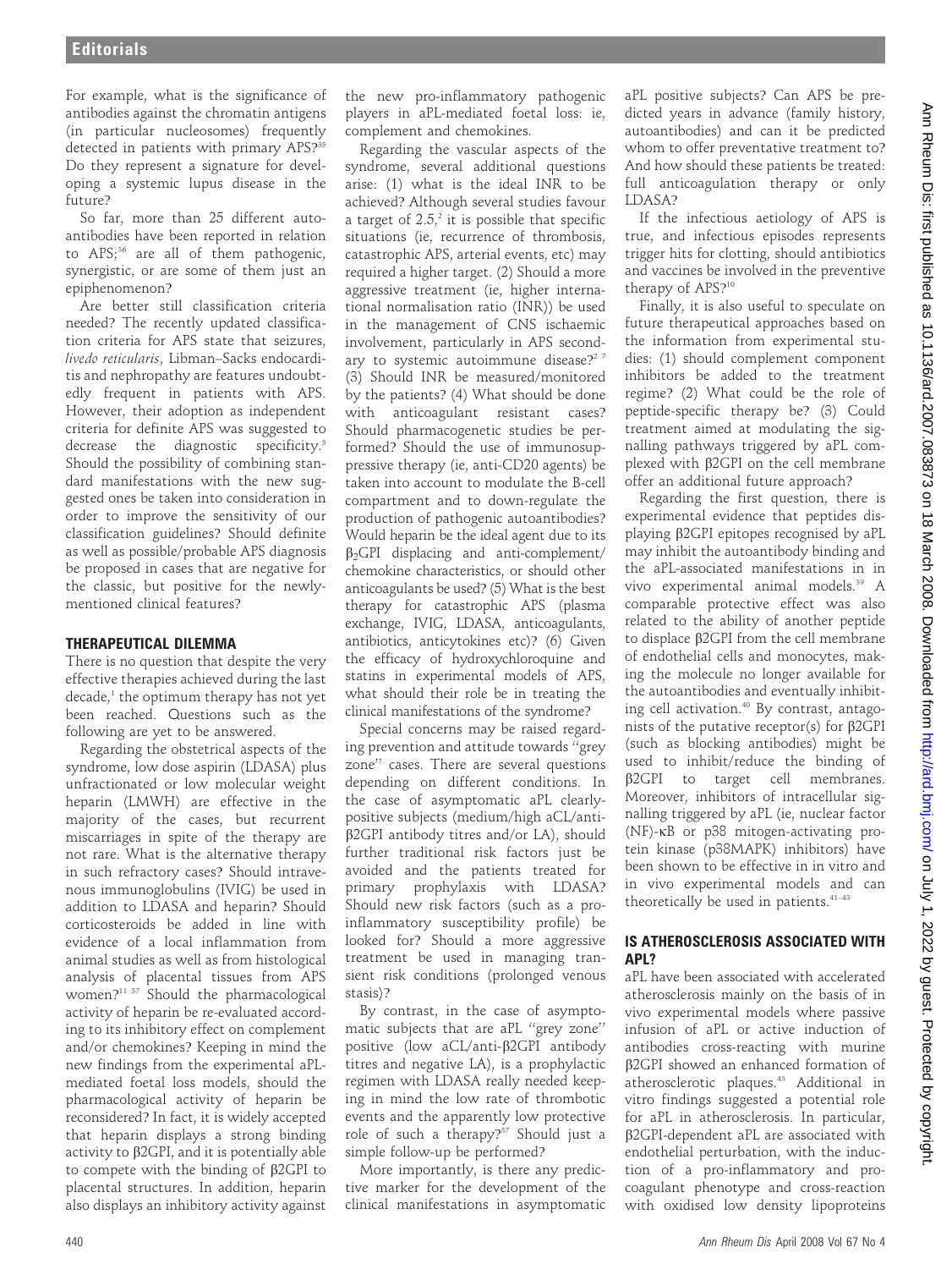For example, what is the significance of antibodies against the chromatin antigens (in particular nucleosomes) frequently detected in patients with primary APS?[35] Do they represent a signature for developing a systemic lupus disease in the future?

So far, more than 25 different autoantibodies have been reported in relation to APS;[36] are all of them pathogenic, synergistic, or are some of them just an epiphenomenon?

Are better still classification criteria needed? The recently updated classification criteria for APS state that seizures, *livedo reticularis*, Libman–Sacks endocarditis and nephropathy are features undoubtedly frequent in patients with APS. However, their adoption as independent criteria for definite APS was suggested to decrease the diagnostic specificity.[5] Should the possibility of combining standard manifestations with the new suggested ones be taken into consideration in order to improve the sensitivity of our classification guidelines? Should definite as well as possible/probable APS diagnosis be proposed in cases that are negative for the classic, but positive for the newly-mentioned clinical features?

## THERAPEUTICAL DILEMMA

There is no question that despite the very effective therapies achieved during the last decade,[1] the optimum therapy has not yet been reached. Questions such as the following are yet to be answered.

Regarding the obstetrical aspects of the syndrome, low dose aspirin (LDASA) plus unfractionated or low molecular weight heparin (LMWH) are effective in the majority of the cases, but recurrent miscarriages in spite of the therapy are not rare. What is the alternative therapy in such refractory cases? Should intravenous immunoglobulins (IVIG) be used in addition to LDASA and heparin? Should corticosteroids be added in line with evidence of a local inflammation from animal studies as well as from histological analysis of placental tissues from APS women?[11 37] Should the pharmacological activity of heparin be re-evaluated according to its inhibitory effect on complement and/or chemokines? Keeping in mind the new findings from the experimental aPL-mediated foetal loss models, should the pharmacological activity of heparin be reconsidered? In fact, it is widely accepted that heparin displays a strong binding activity to β2GPI, and it is potentially able to compete with the binding of β2GPI to placental structures. In addition, heparin also displays an inhibitory activity against the new pro-inflammatory pathogenic players in aPL-mediated foetal loss: ie, complement and chemokines.

Regarding the vascular aspects of the syndrome, several additional questions arise: (1) what is the ideal INR to be achieved? Although several studies favour a target of 2.5,[2] it is possible that specific situations (ie, recurrence of thrombosis, catastrophic APS, arterial events, etc) may required a higher target. (2) Should a more aggressive treatment (ie, higher international normalisation ratio (INR)) be used in the management of CNS ischaemic involvement, particularly in APS secondary to systemic autoimmune disease?[2 7] (3) Should INR be measured/monitored by the patients? (4) What should be done with anticoagulant resistant cases? Should pharmacogenetic studies be performed? Should the use of immunosuppressive therapy (ie, anti-CD20 agents) be taken into account to modulate the B-cell compartment and to down-regulate the production of pathogenic autoantibodies? Would heparin be the ideal agent due to its $\beta_2$GPI displacing and anti-complement/chemokine characteristics, or should other anticoagulants be used? (5) What is the best therapy for catastrophic APS (plasma exchange, IVIG, LDASA, anticoagulants, antibiotics, anticytokines etc)? (6) Given the efficacy of hydroxychloroquine and statins in experimental models of APS, what should their role be in treating the clinical manifestations of the syndrome?

Special concerns may be raised regarding prevention and attitude towards "grey zone" cases. There are several questions depending on different conditions. In the case of asymptomatic aPL clearly-positive subjects (medium/high aCL/anti-β2GPI antibody titres and/or LA), should further traditional risk factors just be avoided and the patients treated for primary prophylaxis with LDASA? Should new risk factors (such as a pro-inflammatory susceptibility profile) be looked for? Should a more aggressive treatment be used in managing transient risk conditions (prolonged venous stasis)?

By contrast, in the case of asymptomatic subjects that are aPL "grey zone" positive (low aCL/anti-β2GPI antibody titres and negative LA), is a prophylactic regimen with LDASA really needed keeping in mind the low rate of thrombotic events and the apparently low protective role of such a therapy?[37] Should just a simple follow-up be performed?

More importantly, is there any predictive marker for the development of the clinical manifestations in asymptomatic aPL positive subjects? Can APS be predicted years in advance (family history, autoantibodies) and can it be predicted whom to offer preventative treatment to? And how should these patients be treated: full anticoagulation therapy or only LDASA?

If the infectious aetiology of APS is true, and infectious episodes represents trigger hits for clotting, should antibiotics and vaccines be involved in the preventive therapy of APS?[10]

Finally, it is also useful to speculate on future therapeutical approaches based on the information from experimental studies: (1) should complement component inhibitors be added to the treatment regime? (2) What could be the role of peptide-specific therapy be? (3) Could treatment aimed at modulating the signalling pathways triggered by aPL complexed with β2GPI on the cell membrane offer an additional future approach?

Regarding the first question, there is experimental evidence that peptides displaying β2GPI epitopes recognised by aPL may inhibit the autoantibody binding and the aPL-associated manifestations in in vivo experimental animal models.[39] A comparable protective effect was also related to the ability of another peptide to displace β2GPI from the cell membrane of endothelial cells and monocytes, making the molecule no longer available for the autoantibodies and eventually inhibiting cell activation.[40] By contrast, antagonists of the putative receptor(s) for β2GPI (such as blocking antibodies) might be used to inhibit/reduce the binding of β2GPI to target cell membranes. Moreover, inhibitors of intracellular signalling triggered by aPL (ie, nuclear factor (NF)-κB or p38 mitogen-activating protein kinase (p38MAPK) inhibitors) have been shown to be effective in in vitro and in vivo experimental models and can theoretically be used in patients.[41–43]

## IS ATHEROSCLEROSIS ASSOCIATED WITH APL?

aPL have been associated with accelerated atherosclerosis mainly on the basis of in vivo experimental models where passive infusion of aPL or active induction of antibodies cross-reacting with murine β2GPI showed an enhanced formation of atherosclerotic plaques.[43] Additional in vitro findings suggested a potential role for aPL in atherosclerosis. In particular, β2GPI-dependent aPL are associated with endothelial perturbation, with the induction of a pro-inflammatory and procoagulant phenotype and cross-reaction with oxidised low density lipoproteins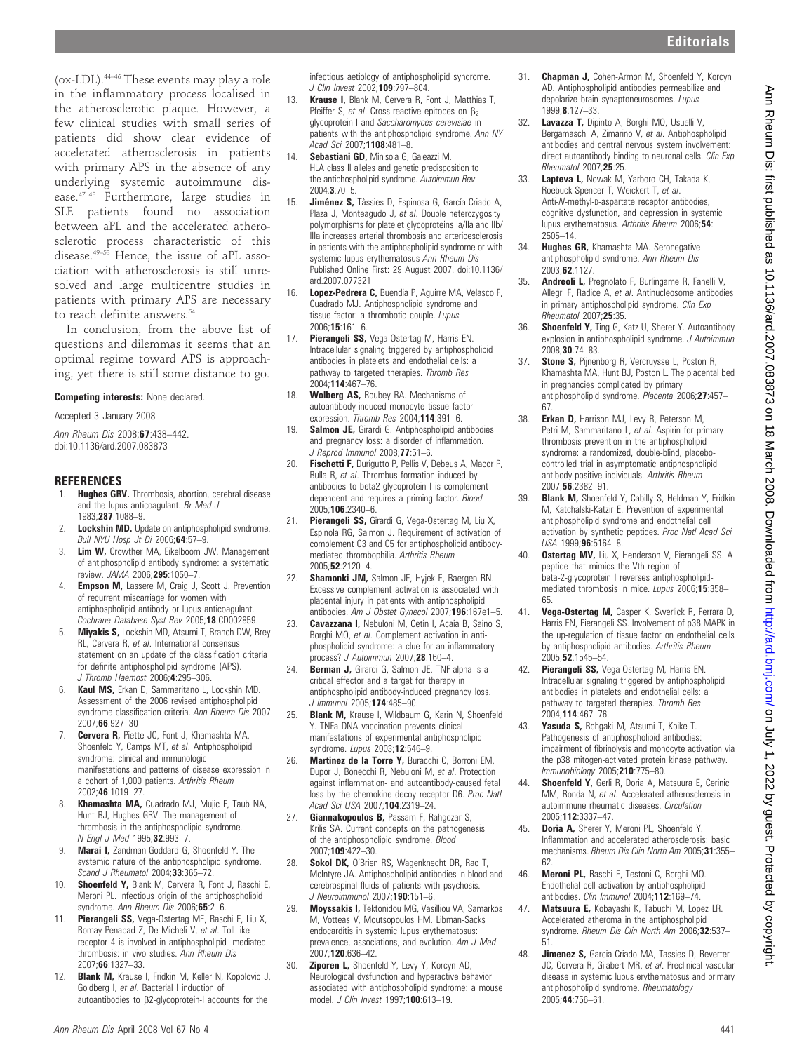(ox-LDL).[44–46] These events may play a role in the inflammatory process localised in the atherosclerotic plaque. However, a few clinical studies with small series of patients did show clear evidence of accelerated atherosclerosis in patients with primary APS in the absence of any underlying systemic autoimmune disease.[47 48] Furthermore, large studies in SLE patients found no association between aPL and the accelerated atherosclerotic process characteristic of this disease.[49–53] Hence, the issue of aPL association with atherosclerosis is still unresolved and large multicentre studies in patients with primary APS are necessary to reach definite answers.[54]

In conclusion, from the above list of questions and dilemmas it seems that an optimal regime toward APS is approaching, yet there is still some distance to go.

**Competing interests:** None declared.

Accepted 3 January 2008

*Ann Rheum Dis* 2008;**67**:438–442. doi:10.1136/ard.2007.083873

## REFERENCES

1. **Hughes GRV.** Thrombosis, abortion, cerebral disease and the lupus anticoagulant. *Br Med J* 1983;**287**:1088–9.
2. **Lockshin MD.** Update on antiphospholipid syndrome. *Bull NYU Hosp Jt Di* 2006;**64**:57–9.
3. **Lim W,** Crowther MA, Eikelboom JW. Management of antiphospholipid antibody syndrome: a systematic review. *JAMA* 2006;**295**:1050–7.
4. **Empson M,** Lassere M, Craig J, Scott J. Prevention of recurrent miscarriage for women with antiphospholipid antibody or lupus anticoagulant. *Cochrane Database Syst Rev* 2005;**18**:CD002859.
5. **Miyakis S,** Lockshin MD, Atsumi T, Branch DW, Brey RL, Cervera R, *et al*. International consensus statement on an update of the classification criteria for definite antiphospholipid syndrome (APS). *J Thromb Haemost* 2006;**4**:295–306.
6. **Kaul MS,** Erkan D, Sammaritano L, Lockshin MD. Assessment of the 2006 revised antiphospholipid syndrome classification criteria. *Ann Rheum Dis* 2007 2007;**66**:927–30
7. **Cervera R,** Piette JC, Font J, Khamashta MA, Shoenfeld Y, Camps MT, *et al*. Antiphospholipid syndrome: clinical and immunologic manifestations and patterns of disease expression in a cohort of 1,000 patients. *Arthritis Rheum* 2002;**46**:1019–27.
8. **Khamashta MA,** Cuadrado MJ, Mujic F, Taub NA, Hunt BJ, Hughes GRV. The management of thrombosis in the antiphospholipid syndrome. *N Engl J Med* 1995;**32**:993–7.
9. **Marai I,** Zandman-Goddard G, Shoenfeld Y. The systemic nature of the antiphospholipid syndrome. *Scand J Rheumatol* 2004;**33**:365–72.
10. **Shoenfeld Y,** Blank M, Cervera R, Font J, Raschi E, Meroni PL. Infectious origin of the antiphospholipid syndrome. *Ann Rheum Dis* 2006;**65**:2–6.
11. **Pierangeli SS,** Vega-Ostertag ME, Raschi E, Liu X, Romay-Penabad Z, De Micheli V, *et al*. Toll like receptor 4 is involved in antiphospholipid- mediated thrombosis: in vivo studies. *Ann Rheum Dis* 2007;**66**:1327–33.
12. **Blank M,** Krause I, Fridkin M, Keller N, Kopolovic J, Goldberg I, *et al*. Bacterial I induction of autoantibodies to β2-glycoprotein-I accounts for the infectious aetiology of antiphospholipid syndrome. *J Clin Invest* 2002;**109**:797–804.
13. **Krause I,** Blank M, Cervera R, Font J, Matthias T, Pfeiffer S, *et al*. Cross-reactive epitopes on $\beta_2$-glycoprotein-I and *Saccharomyces cerevisiae* in patients with the antiphospholipid syndrome. *Ann NY Acad Sci* 2007;**1108**:481–8.
14. **Sebastiani GD,** Minisola G, Galeazzi M. HLA class II alleles and genetic predisposition to the antiphospholipid syndrome. *Autoimmun Rev* 2004;**3**:70–5.
15. **Jiménez S,** Tàssies D, Espinosa G, García-Criado A, Plaza J, Monteagudo J, *et al*. Double heterozygosity polymorphisms for platelet glycoproteins Ia/IIa and IIb/IIIa increases arterial thrombosis and arterioesclerosis in patients with the antiphospholipid syndrome or with systemic lupus erythematosus *Ann Rheum Dis* Published Online First: 29 August 2007. doi:10.1136/ard.2007.077321
16. **Lopez-Pedrera C,** Buendia P, Aguirre MA, Velasco F, Cuadrado MJ. Antiphospholipid syndrome and tissue factor: a thrombotic couple. *Lupus* 2006;**15**:161–6.
17. **Pierangeli SS,** Vega-Ostertag M, Harris EN. Intracellular signaling triggered by antiphospholipid antibodies in platelets and endothelial cells: a pathway to targeted therapies. *Thromb Res* 2004;**114**:467–76.
18. **Wolberg AS,** Roubey RA. Mechanisms of autoantibody-induced monocyte tissue factor expression. *Thromb Res* 2004;**114**:391–6.
19. **Salmon JE,** Girardi G. Antiphospholipid antibodies and pregnancy loss: a disorder of inflammation. *J Reprod Immunol* 2008;**77**:51–6.
20. **Fischetti F,** Durigutto P, Pellis V, Debeus A, Macor P, Bulla R, *et al*. Thrombus formation induced by antibodies to beta2-glycoprotein I is complement dependent and requires a priming factor. *Blood* 2005;**106**:2340–6.
21. **Pierangeli SS,** Girardi G, Vega-Ostertag M, Liu X, Espinola RG, Salmon J. Requirement of activation of complement C3 and C5 for antiphospholipid antibody-mediated thrombophilia. *Arthritis Rheum* 2005;**52**:2120–4.
22. **Shamonki JM,** Salmon JE, Hyjek E, Baergen RN. Excessive complement activation is associated with placental injury in patients with antiphospholipid antibodies. *Am J Obstet Gynecol* 2007;**196**:167e1–5.
23. **Cavazzana I,** Nebuloni M, Cetin I, Acaia B, Saino S, Borghi MO, *et al*. Complement activation in anti-phospholipid syndrome: a clue for an inflammatory process? *J Autoimmun* 2007;**28**:160–4.
24. **Berman J,** Girardi G, Salmon JE. TNF-alpha is a critical effector and a target for therapy in antiphospholipid antibody-induced pregnancy loss. *J Immunol* 2005;**174**:485–90.
25. **Blank M,** Krause I, Wildbaum G, Karin N, Shoenfeld Y. TNFa DNA vaccination prevents clinical manifestations of experimental antiphospholipid syndrome. *Lupus* 2003;**12**:546–9.
26. **Martinez de la Torre Y,** Buracchi C, Borroni EM, Dupor J, Bonecchi R, Nebuloni M, *et al*. Protection against inflammation- and autoantibody-caused fetal loss by the chemokine decoy receptor D6. *Proc Natl Acad Sci USA* 2007;**104**:2319–24.
27. **Giannakopoulos B,** Passam F, Rahgozar S, Krilis SA. Current concepts on the pathogenesis of the antiphospholipid syndrome. *Blood* 2007;**109**:422–30.
28. **Sokol DK,** O'Brien RS, Wagenknecht DR, Rao T, McIntyre JA. Antiphospholipid antibodies in blood and cerebrospinal fluids of patients with psychosis. *J Neuroimmunol* 2007;**190**:151–6.
29. **Moyssakis I,** Tektonidou MG, Vasilliou VA, Samarkos M, Votteas V, Moutsopoulos HM. Libman-Sacks endocarditis in systemic lupus erythematosus: prevalence, associations, and evolution. *Am J Med* 2007;**120**:636–42.
30. **Ziporen L,** Shoenfeld Y, Levy Y, Korcyn AD. Neurological dysfunction and hyperactive behavior associated with antiphospholipid syndrome: a mouse model. *J Clin Invest* 1997;**100**:613–19.
31. **Chapman J,** Cohen-Armon M, Shoenfeld Y, Korcyn AD. Antiphospholipid antibodies permeabilize and depolarize brain synaptoneurosomes. *Lupus* 1999;**8**:127–33.
32. **Lavazza T,** Dipinto A, Borghi MO, Usuelli V, Bergamaschi A, Zimarino V, *et al*. Antiphospholipid antibodies and central nervous system involvement: direct autoantibody binding to neuronal cells. *Clin Exp Rheumatol* 2007;**25**:25.
33. **Lapteva L,** Nowak M, Yarboro CH, Takada K, Roebuck-Spencer T, Weickert T, *et al*. Anti-*N*-methyl-D-aspartate receptor antibodies, cognitive dysfunction, and depression in systemic lupus erythematosus. *Arthritis Rheum* 2006;**54**:2505–14.
34. **Hughes GR,** Khamashta MA. Seronegative antiphospholipid syndrome. *Ann Rheum Dis* 2003;**62**:1127.
35. **Andreoli L,** Pregnolato F, Burlingame R, Fanelli V, Allegri F, Radice A, *et al*. Antinucleosome antibodies in primary antiphospholipid syndrome. *Clin Exp Rheumatol* 2007;**25**:35.
36. **Shoenfeld Y,** Ting G, Katz U, Sherer Y. Autoantibody explosion in antiphospholipid syndrome. *J Autoimmun* 2008;**30**:74–83.
37. **Stone S,** Pijnenborg R, Vercruysse L, Poston R, Khamashta MA, Hunt BJ, Poston L. The placental bed in pregnancies complicated by primary antiphospholipid syndrome. *Placenta* 2006;**27**:457–67.
38. **Erkan D,** Harrison MJ, Levy R, Peterson M, Petri M, Sammaritano L, *et al*. Aspirin for primary thrombosis prevention in the antiphospholipid syndrome: a randomized, double-blind, placebo-controlled trial in asymptomatic antiphospholipid antibody-positive individuals. *Arthritis Rheum* 2007;**56**:2382–91.
39. **Blank M,** Shoenfeld Y, Cabilly S, Heldman Y, Fridkin M, Katchalski-Katzir E. Prevention of experimental antiphospholipid syndrome and endothelial cell activation by synthetic peptides. *Proc Natl Acad Sci USA* 1999;**96**:5164–8.
40. **Ostertag MV,** Liu X, Henderson V, Pierangeli SS. A peptide that mimics the Vth region of beta-2-glycoprotein I reverses antiphospholipid-mediated thrombosis in mice. *Lupus* 2006;**15**:358–65.
41. **Vega-Ostertag M,** Casper K, Swerlick R, Ferrara D, Harris EN, Pierangeli SS. Involvement of p38 MAPK in the up-regulation of tissue factor on endothelial cells by antiphospholipid antibodies. *Arthritis Rheum* 2005;**52**:1545–54.
42. **Pierangeli SS,** Vega-Ostertag M, Harris EN. Intracellular signaling triggered by antiphospholipid antibodies in platelets and endothelial cells: a pathway to targeted therapies. *Thromb Res* 2004;**114**:467–76.
43. **Yasuda S,** Bohgaki M, Atsumi T, Koike T. Pathogenesis of antiphospholipid antibodies: impairment of fibrinolysis and monocyte activation via the p38 mitogen-activated protein kinase pathway. *Immunobiology* 2005;**210**:775–80.
44. **Shoenfeld Y,** Gerli R, Doria A, Matsuura E, Cerinic MM, Ronda N, *et al*. Accelerated atherosclerosis in autoimmune rheumatic diseases. *Circulation* 2005;**112**:3337–47.
45. **Doria A,** Sherer Y, Meroni PL, Shoenfeld Y. Inflammation and accelerated atherosclerosis: basic mechanisms. *Rheum Dis Clin North Am* 2005;**31**:355–62.
46. **Meroni PL,** Raschi E, Testoni C, Borghi MO. Endothelial cell activation by antiphospholipid antibodies. *Clin Immunol* 2004;**112**:169–74.
47. **Matsuura E,** Kobayashi K, Tabuchi M, Lopez LR. Accelerated atheroma in the antiphospholipid syndrome. *Rheum Dis Clin North Am* 2006;**32**:537–51.
48. **Jimenez S,** Garcia-Criado MA, Tassies D, Reverter JC, Cervera R, Gilabert MR, *et al*. Preclinical vascular disease in systemic lupus erythematosus and primary antiphospholipid syndrome. *Rheumatology* 2005;**44**:756–61.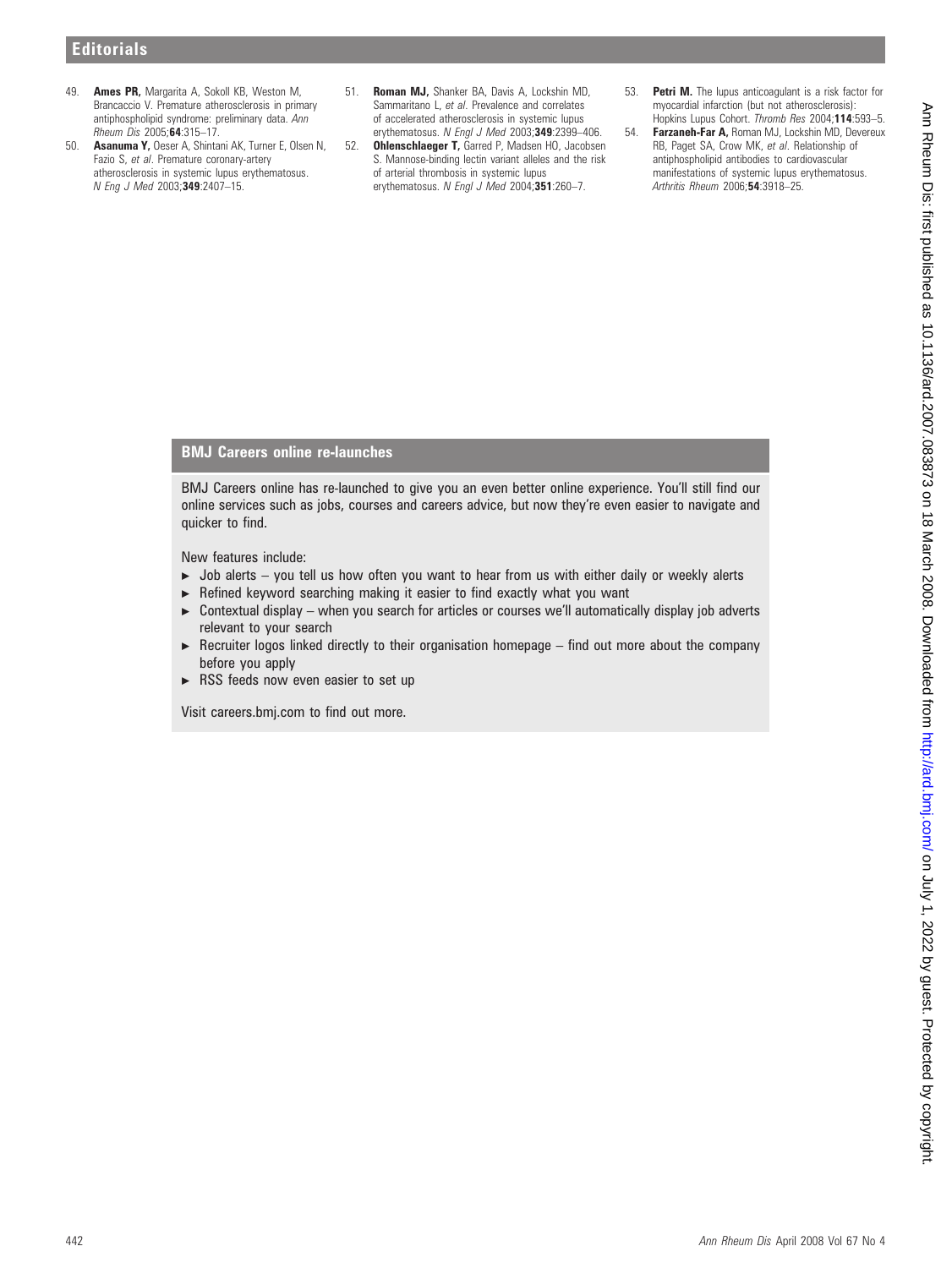49. **Ames PR,** Margarita A, Sokoll KB, Weston M, Brancaccio V. Premature atherosclerosis in primary antiphospholipid syndrome: preliminary data. *Ann Rheum Dis* 2005;**64**:315–17.
50. **Asanuma Y,** Oeser A, Shintani AK, Turner E, Olsen N, Fazio S, *et al*. Premature coronary-artery atherosclerosis in systemic lupus erythematosus. *N Eng J Med* 2003;**349**:2407–15.
51. **Roman MJ,** Shanker BA, Davis A, Lockshin MD, Sammaritano L, *et al*. Prevalence and correlates of accelerated atherosclerosis in systemic lupus erythematosus. *N Engl J Med* 2003;**349**:2399–406.
52. **Ohlenschlaeger T,** Garred P, Madsen HO, Jacobsen S. Mannose-binding lectin variant alleles and the risk of arterial thrombosis in systemic lupus erythematosus. *N Engl J Med* 2004;**351**:260–7.
53. **Petri M.** The lupus anticoagulant is a risk factor for myocardial infarction (but not atherosclerosis): Hopkins Lupus Cohort. *Thromb Res* 2004;**114**:593–5.
54. **Farzaneh-Far A,** Roman MJ, Lockshin MD, Devereux RB, Paget SA, Crow MK, *et al*. Relationship of antiphospholipid antibodies to cardiovascular manifestations of systemic lupus erythematosus. *Arthritis Rheum* 2006;**54**:3918–25.

## BMJ Careers online re-launches

BMJ Careers online has re-launched to give you an even better online experience. You'll still find our online services such as jobs, courses and careers advice, but now they're even easier to navigate and quicker to find.

New features include:

- Job alerts – you tell us how often you want to hear from us with either daily or weekly alerts
- Refined keyword searching making it easier to find exactly what you want
- Contextual display – when you search for articles or courses we'll automatically display job adverts relevant to your search
- Recruiter logos linked directly to their organisation homepage – find out more about the company before you apply
- RSS feeds now even easier to set up

Visit careers.bmj.com to find out more.